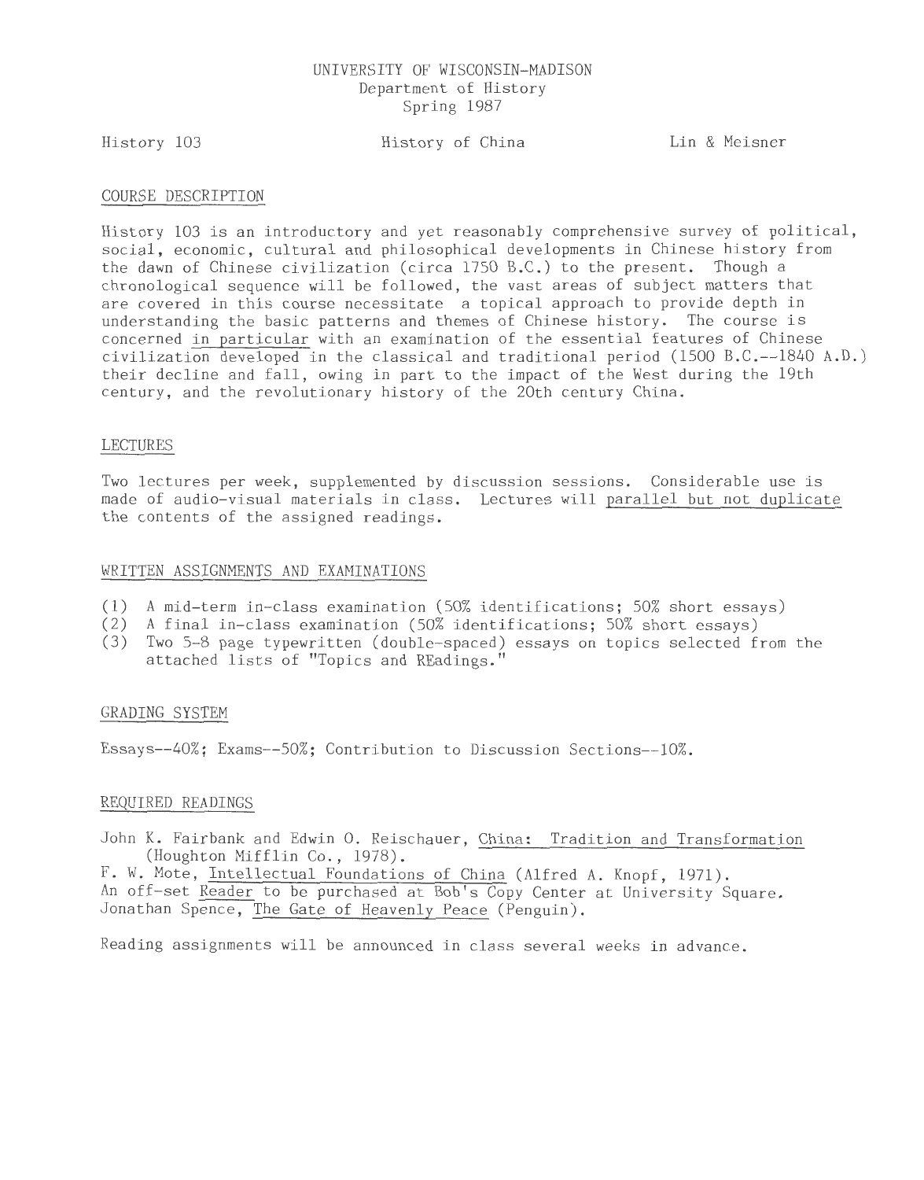UNIVERSITY OF WISCONSIN-MADISON
Department of History
Spring 1987

History 103 — History of China — Lin & Meisner

## COURSE DESCRIPTION

History 103 is an introductory and yet reasonably comprehensive survey of political, social, economic, cultural and philosophical developments in Chinese history from the dawn of Chinese civilization (circa 1750 B.C.) to the present. Though a chronological sequence will be followed, the vast areas of subject matters that are covered in this course necessitate a topical approach to provide depth in understanding the basic patterns and themes of Chinese history. The course is concerned _in particular_ with an examination of the essential features of Chinese civilization developed in the classical and traditional period (1500 B.C.--1840 A.D.) their decline and fall, owing in part to the impact of the West during the 19th century, and the revolutionary history of the 20th century China.

## LECTURES

Two lectures per week, supplemented by discussion sessions. Considerable use is made of audio-visual materials in class. Lectures will _parallel but not duplicate_ the contents of the assigned readings.

## WRITTEN ASSIGNMENTS AND EXAMINATIONS

(1) A mid-term in-class examination (50% identifications; 50% short essays)
(2) A final in-class examination (50% identifications; 50% short essays)
(3) Two 5-8 page typewritten (double-spaced) essays on topics selected from the attached lists of "Topics and REadings."

## GRADING SYSTEM

Essays--40%; Exams--50%; Contribution to Discussion Sections--10%.

## REQUIRED READINGS

John K. Fairbank and Edwin O. Reischauer, _China: Tradition and Transformation_ (Houghton Mifflin Co., 1978).
F. W. Mote, _Intellectual Foundations of China_ (Alfred A. Knopf, 1971).
An off-set _Reader_ to be purchased at Bob's Copy Center at University Square.
Jonathan Spence, _The Gate of Heavenly Peace_ (Penguin).

Reading assignments will be announced in class several weeks in advance.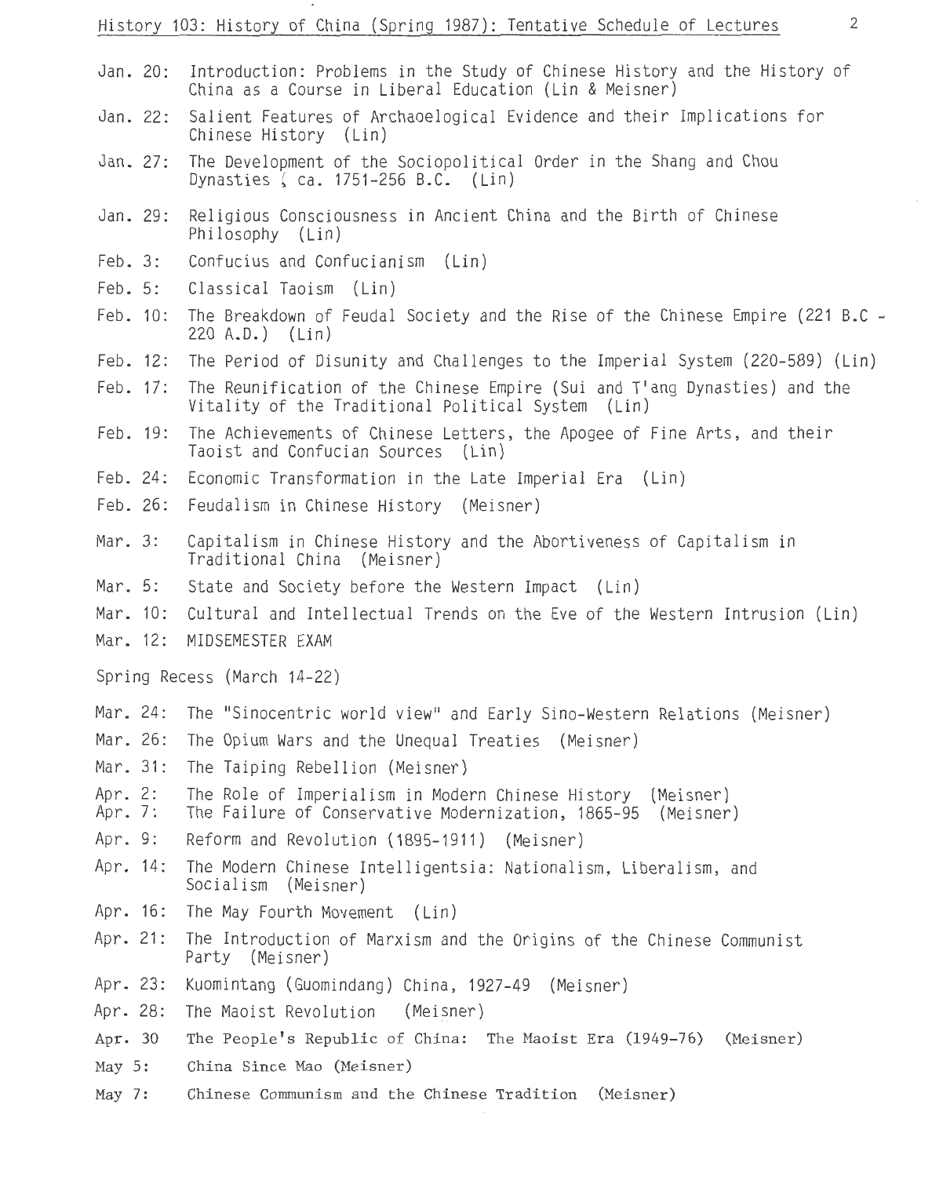History 103: History of China (Spring 1987): Tentative Schedule of Lectures

- Jan. 20: Introduction: Problems in the Study of Chinese History and the History of China as a Course in Liberal Education (Lin & Meisner)
- Jan. 22: Salient Features of Archaoelogical Evidence and their Implications for Chinese History (Lin)
- Jan. 27: The Development of the Sociopolitical Order in the Shang and Chou Dynasties ( ca. 1751-256 B.C. (Lin)
- Jan. 29: Religious Consciousness in Ancient China and the Birth of Chinese Philosophy (Lin)
- Feb. 3: Confucius and Confucianism (Lin)
- Feb. 5: Classical Taoism (Lin)
- Feb. 10: The Breakdown of Feudal Society and the Rise of the Chinese Empire (221 B.C - 220 A.D.) (Lin)
- Feb. 12: The Period of Disunity and Challenges to the Imperial System (220-589) (Lin)
- Feb. 17: The Reunification of the Chinese Empire (Sui and T'ang Dynasties) and the Vitality of the Traditional Political System (Lin)
- Feb. 19: The Achievements of Chinese Letters, the Apogee of Fine Arts, and their Taoist and Confucian Sources (Lin)
- Feb. 24: Economic Transformation in the Late Imperial Era (Lin)
- Feb. 26: Feudalism in Chinese History (Meisner)
- Mar. 3: Capitalism in Chinese History and the Abortiveness of Capitalism in Traditional China (Meisner)
- Mar. 5: State and Society before the Western Impact (Lin)
- Mar. 10: Cultural and Intellectual Trends on the Eve of the Western Intrusion (Lin)
- Mar. 12: MIDSEMESTER EXAM

Spring Recess (March 14-22)

- Mar. 24: The "Sinocentric world view" and Early Sino-Western Relations (Meisner)
- Mar. 26: The Opium Wars and the Unequal Treaties (Meisner)
- Mar. 31: The Taiping Rebellion (Meisner)
- Apr. 2: The Role of Imperialism in Modern Chinese History (Meisner)
- Apr. 7: The Failure of Conservative Modernization, 1865-95 (Meisner)
- Apr. 9: Reform and Revolution (1895-1911) (Meisner)
- Apr. 14: The Modern Chinese Intelligentsia: Nationalism, Liberalism, and Socialism (Meisner)
- Apr. 16: The May Fourth Movement (Lin)
- Apr. 21: The Introduction of Marxism and the Origins of the Chinese Communist Party (Meisner)
- Apr. 23: Kuomintang (Guomindang) China, 1927-49 (Meisner)
- Apr. 28: The Maoist Revolution (Meisner)
- Apr. 30 The People's Republic of China: The Maoist Era (1949-76) (Meisner)
- May 5: China Since Mao (Meisner)
- May 7: Chinese Communism and the Chinese Tradition (Meisner)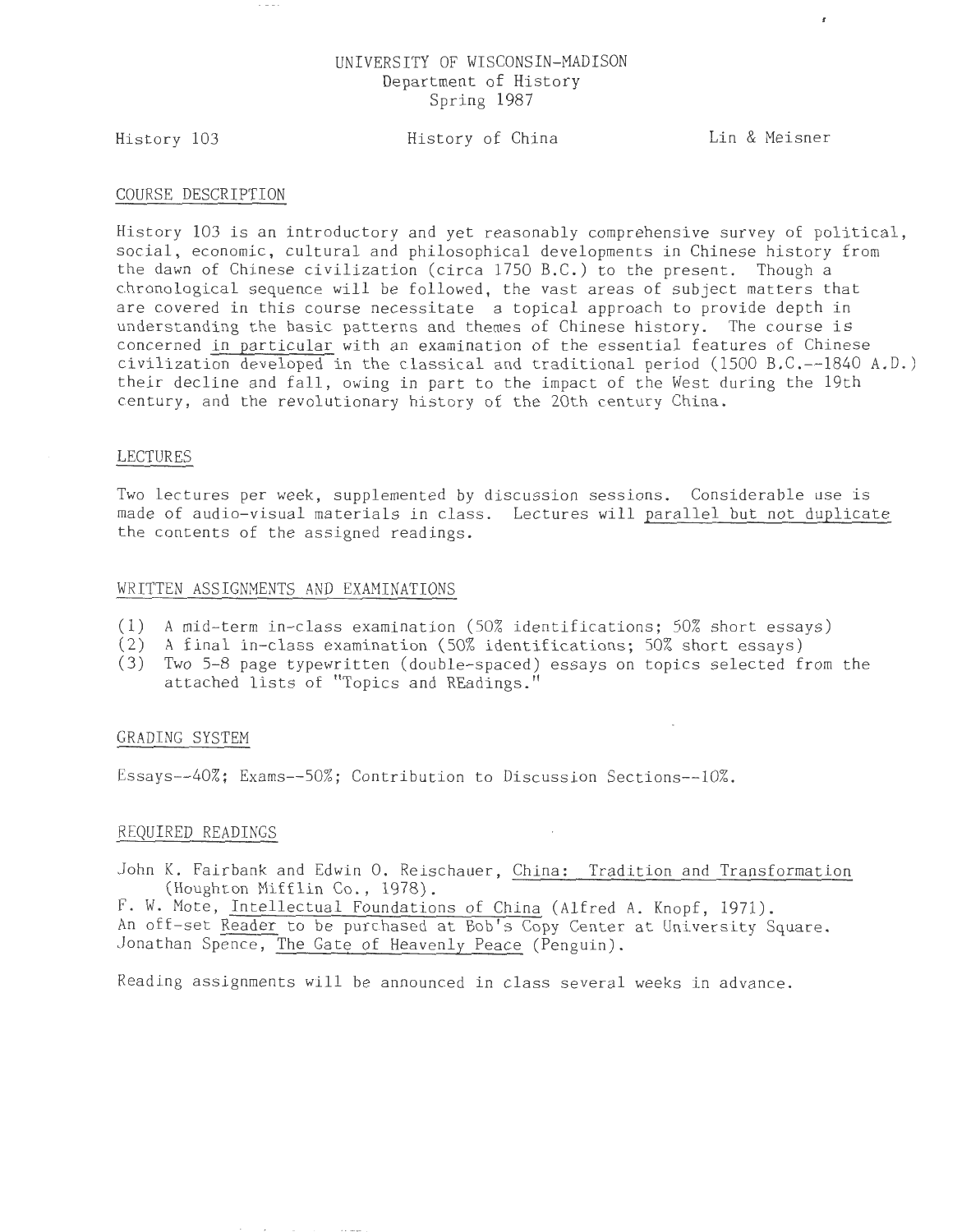UNIVERSITY OF WISCONSIN-MADISON
Department of History
Spring 1987

History 103 | History of China | Lin & Meisner

## COURSE DESCRIPTION

History 103 is an introductory and yet reasonably comprehensive survey of political, social, economic, cultural and philosophical developments in Chinese history from the dawn of Chinese civilization (circa 1750 B.C.) to the present. Though a chronological sequence will be followed, the vast areas of subject matters that are covered in this course necessitate a topical approach to provide depth in understanding the basic patterns and themes of Chinese history. The course is concerned in particular with an examination of the essential features of Chinese civilization developed in the classical and traditional period (1500 B.C.--1840 A.D.) their decline and fall, owing in part to the impact of the West during the 19th century, and the revolutionary history of the 20th century China.

## LECTURES

Two lectures per week, supplemented by discussion sessions. Considerable use is made of audio-visual materials in class. Lectures will parallel but not duplicate the contents of the assigned readings.

## WRITTEN ASSIGNMENTS AND EXAMINATIONS

(1) A mid-term in-class examination (50% identifications; 50% short essays)
(2) A final in-class examination (50% identifications; 50% short essays)
(3) Two 5-8 page typewritten (double-spaced) essays on topics selected from the attached lists of "Topics and REadings."

## GRADING SYSTEM

Essays--40%; Exams--50%; Contribution to Discussion Sections--10%.

## REQUIRED READINGS

John K. Fairbank and Edwin O. Reischauer, China: Tradition and Transformation (Houghton Mifflin Co., 1978).
F. W. Mote, Intellectual Foundations of China (Alfred A. Knopf, 1971).
An off-set Reader to be purchased at Bob's Copy Center at University Square.
Jonathan Spence, The Gate of Heavenly Peace (Penguin).

Reading assignments will be announced in class several weeks in advance.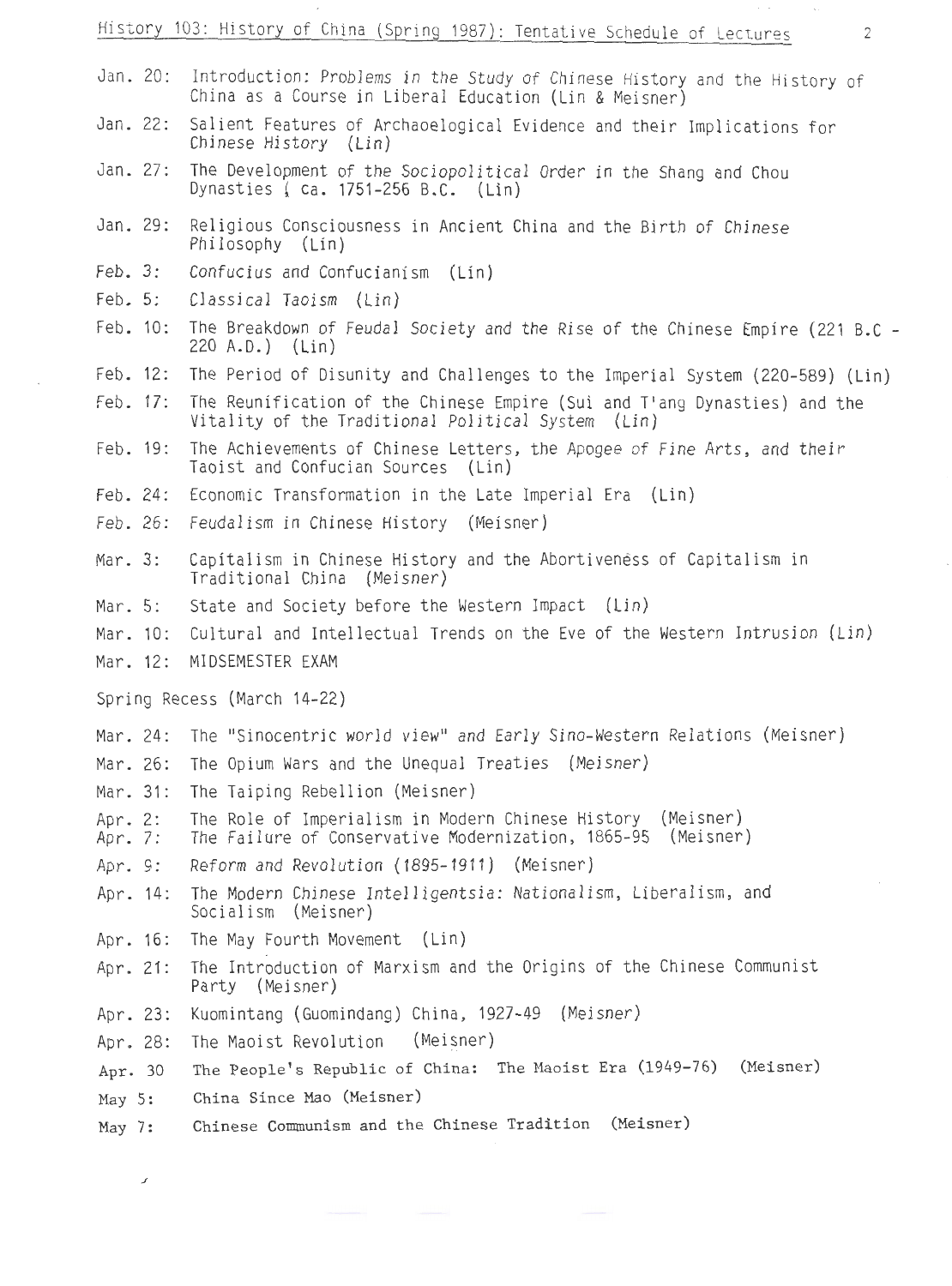# History 103: History of China (Spring 1987): Tentative Schedule of Lectures

- Jan. 20: Introduction: *Problems in the Study of Chinese History and the History of China as a Course in Liberal Education* (Lin & Meisner)
- Jan. 22: Salient Features of Archaoelogical Evidence and their Implications for Chinese History (Lin)
- Jan. 27: The Development of the Sociopolitical Order in the Shang and Chou Dynasties ( ca. 1751-256 B.C. (Lin)
- Jan. 29: Religious Consciousness in Ancient China and the Birth of Chinese Philosophy (Lin)
- Feb. 3: Confucius and Confucianism (Lin)
- Feb. 5: Classical Taoism (Lin)
- Feb. 10: The Breakdown of Feudal Society and the Rise of the Chinese Empire (221 B.C - 220 A.D.) (Lin)
- Feb. 12: The Period of Disunity and Challenges to the Imperial System (220-589) (Lin)
- Feb. 17: The Reunification of the Chinese Empire (Sui and T'ang Dynasties) and the Vitality of the Traditional Political System (Lin)
- Feb. 19: The Achievements of Chinese Letters, the Apogee of Fine Arts, and their Taoist and Confucian Sources (Lin)
- Feb. 24: Economic Transformation in the Late Imperial Era (Lin)
- Feb. 26: Feudalism in Chinese History (Meisner)
- Mar. 3: Capitalism in Chinese History and the Abortiveness of Capitalism in Traditional China (Meisner)
- Mar. 5: State and Society before the Western Impact (Lin)
- Mar. 10: Cultural and Intellectual Trends on the Eve of the Western Intrusion (Lin)
- Mar. 12: MIDSEMESTER EXAM

Spring Recess (March 14-22)

- Mar. 24: The "Sinocentric world view" and Early Sino-Western Relations (Meisner)
- Mar. 26: The Opium Wars and the Unequal Treaties (Meisner)
- Mar. 31: The Taiping Rebellion (Meisner)
- Apr. 2: The Role of Imperialism in Modern Chinese History (Meisner)
- Apr. 7: The Failure of Conservative Modernization, 1865-95 (Meisner)
- Apr. 9: Reform and Revolution (1895-1911) (Meisner)
- Apr. 14: The Modern Chinese Intelligentsia: Nationalism, Liberalism, and Socialism (Meisner)
- Apr. 16: The May Fourth Movement (Lin)
- Apr. 21: The Introduction of Marxism and the Origins of the Chinese Communist Party (Meisner)
- Apr. 23: Kuomintang (Guomindang) China, 1927-49 (Meisner)
- Apr. 28: The Maoist Revolution (Meisner)
- Apr. 30 The People's Republic of China: The Maoist Era (1949-76) (Meisner)
- May 5: China Since Mao (Meisner)
- May 7: Chinese Communism and the Chinese Tradition (Meisner)